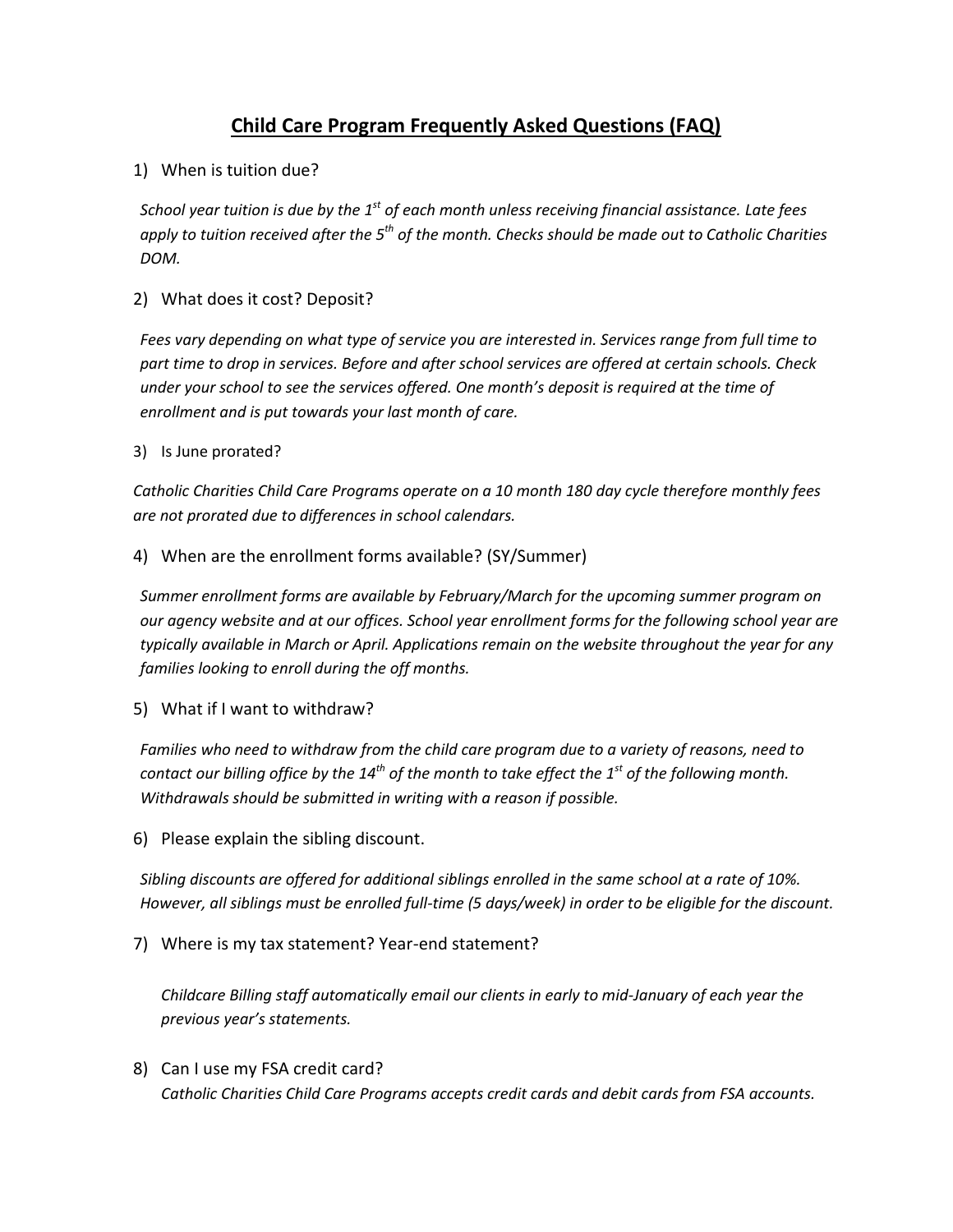# Child Care Program Frequently Asked Questions (FAQ)

1) When is tuition due?

   *School year tuition is due by the 1st of each month unless receiving financial assistance. Late fees apply to tuition received after the 5th of the month. Checks should be made out to Catholic Charities DOM.*

2) What does it cost? Deposit?

   *Fees vary depending on what type of service you are interested in. Services range from full time to part time to drop in services. Before and after school services are offered at certain schools. Check under your school to see the services offered. One month's deposit is required at the time of enrollment and is put towards your last month of care.*

3) Is June prorated?

   *Catholic Charities Child Care Programs operate on a 10 month 180 day cycle therefore monthly fees are not prorated due to differences in school calendars.*

4) When are the enrollment forms available? (SY/Summer)

   *Summer enrollment forms are available by February/March for the upcoming summer program on our agency website and at our offices. School year enrollment forms for the following school year are typically available in March or April. Applications remain on the website throughout the year for any families looking to enroll during the off months.*

5) What if I want to withdraw?

   *Families who need to withdraw from the child care program due to a variety of reasons, need to contact our billing office by the 14th of the month to take effect the 1st of the following month. Withdrawals should be submitted in writing with a reason if possible.*

6) Please explain the sibling discount.

   *Sibling discounts are offered for additional siblings enrolled in the same school at a rate of 10%. However, all siblings must be enrolled full-time (5 days/week) in order to be eligible for the discount.*

7) Where is my tax statement? Year-end statement?

   *Childcare Billing staff automatically email our clients in early to mid-January of each year the previous year's statements.*

8) Can I use my FSA credit card?

   *Catholic Charities Child Care Programs accepts credit cards and debit cards from FSA accounts.*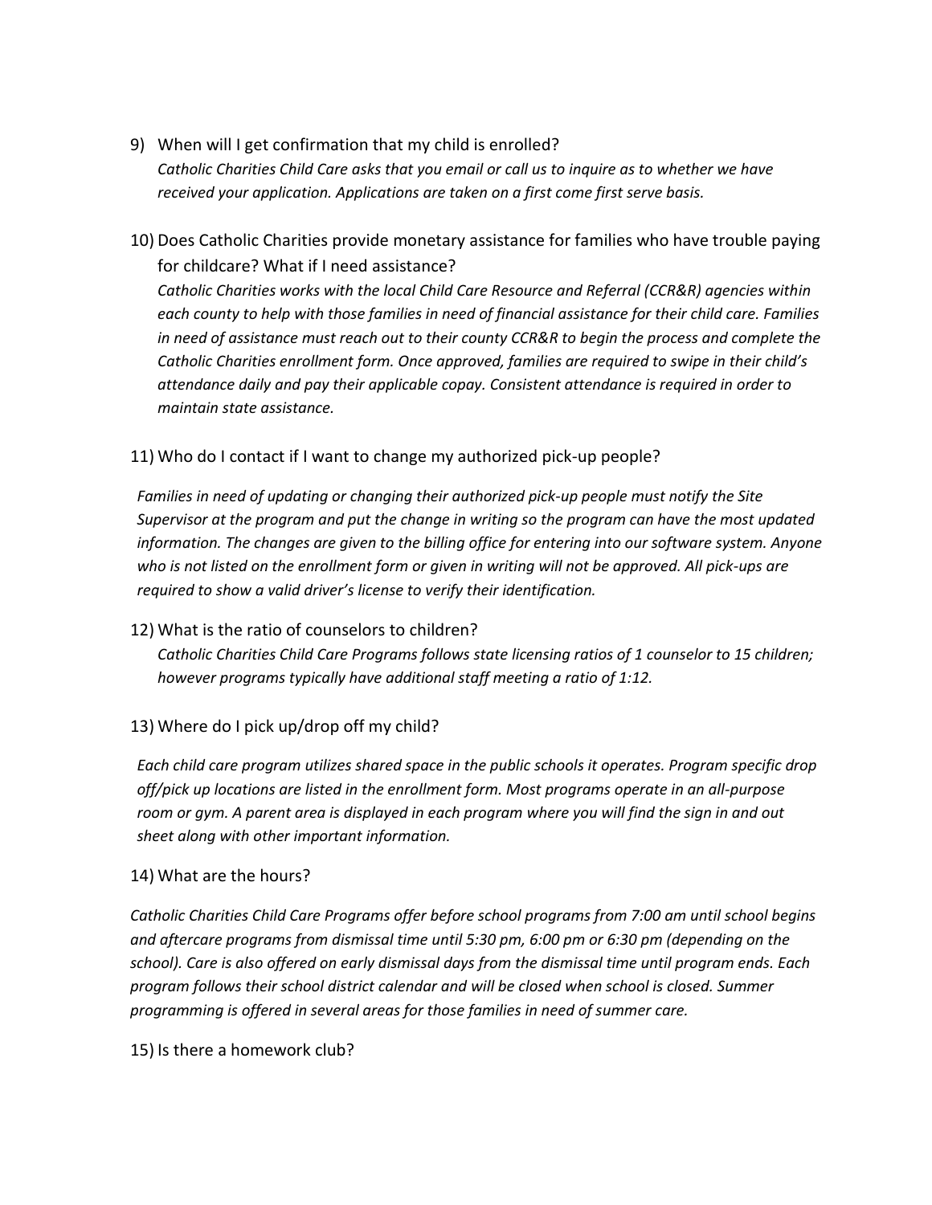9) When will I get confirmation that my child is enrolled?
   *Catholic Charities Child Care asks that you email or call us to inquire as to whether we have received your application. Applications are taken on a first come first serve basis.*

10) Does Catholic Charities provide monetary assistance for families who have trouble paying for childcare? What if I need assistance?
    *Catholic Charities works with the local Child Care Resource and Referral (CCR&R) agencies within each county to help with those families in need of financial assistance for their child care. Families in need of assistance must reach out to their county CCR&R to begin the process and complete the Catholic Charities enrollment form. Once approved, families are required to swipe in their child's attendance daily and pay their applicable copay. Consistent attendance is required in order to maintain state assistance.*

11) Who do I contact if I want to change my authorized pick-up people?

    *Families in need of updating or changing their authorized pick-up people must notify the Site Supervisor at the program and put the change in writing so the program can have the most updated information. The changes are given to the billing office for entering into our software system. Anyone who is not listed on the enrollment form or given in writing will not be approved. All pick-ups are required to show a valid driver's license to verify their identification.*

12) What is the ratio of counselors to children?
    *Catholic Charities Child Care Programs follows state licensing ratios of 1 counselor to 15 children; however programs typically have additional staff meeting a ratio of 1:12.*

13) Where do I pick up/drop off my child?

    *Each child care program utilizes shared space in the public schools it operates. Program specific drop off/pick up locations are listed in the enrollment form. Most programs operate in an all-purpose room or gym. A parent area is displayed in each program where you will find the sign in and out sheet along with other important information.*

14) What are the hours?

    *Catholic Charities Child Care Programs offer before school programs from 7:00 am until school begins and aftercare programs from dismissal time until 5:30 pm, 6:00 pm or 6:30 pm (depending on the school). Care is also offered on early dismissal days from the dismissal time until program ends. Each program follows their school district calendar and will be closed when school is closed. Summer programming is offered in several areas for those families in need of summer care.*

15) Is there a homework club?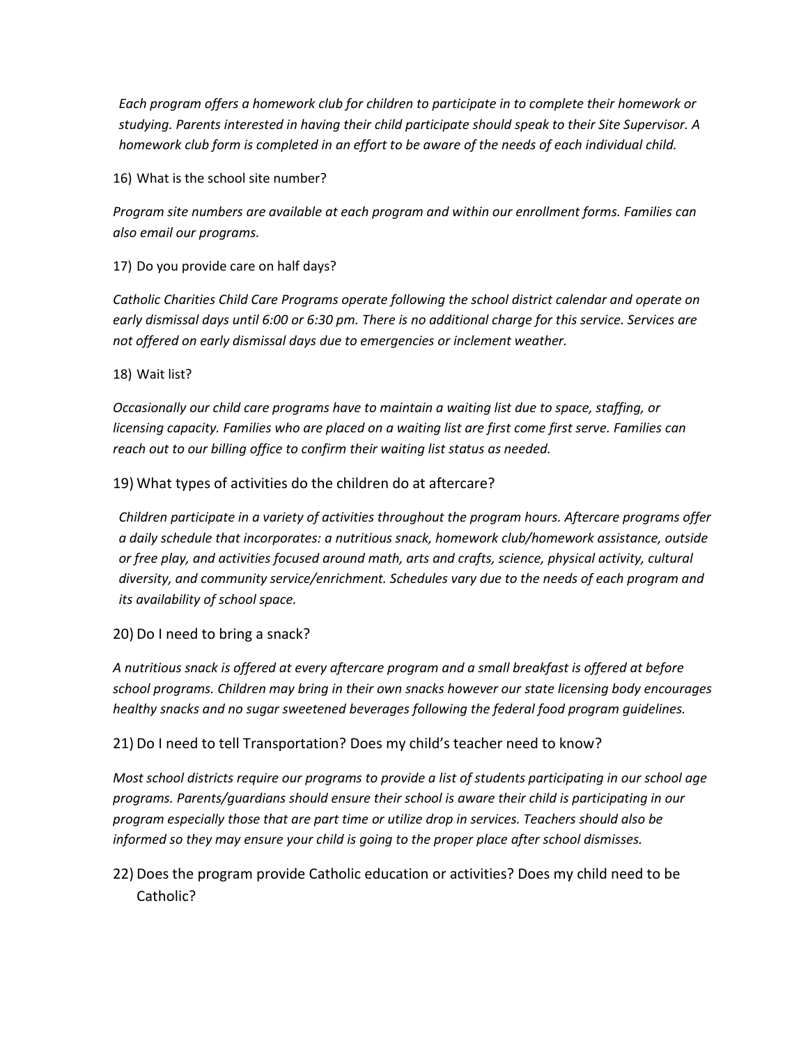*Each program offers a homework club for children to participate in to complete their homework or studying. Parents interested in having their child participate should speak to their Site Supervisor. A homework club form is completed in an effort to be aware of the needs of each individual child.*

16) What is the school site number?

*Program site numbers are available at each program and within our enrollment forms. Families can also email our programs.*

17) Do you provide care on half days?

*Catholic Charities Child Care Programs operate following the school district calendar and operate on early dismissal days until 6:00 or 6:30 pm. There is no additional charge for this service. Services are not offered on early dismissal days due to emergencies or inclement weather.*

18) Wait list?

*Occasionally our child care programs have to maintain a waiting list due to space, staffing, or licensing capacity. Families who are placed on a waiting list are first come first serve. Families can reach out to our billing office to confirm their waiting list status as needed.*

19) What types of activities do the children do at aftercare?

*Children participate in a variety of activities throughout the program hours. Aftercare programs offer a daily schedule that incorporates: a nutritious snack, homework club/homework assistance, outside or free play, and activities focused around math, arts and crafts, science, physical activity, cultural diversity, and community service/enrichment. Schedules vary due to the needs of each program and its availability of school space.*

20) Do I need to bring a snack?

*A nutritious snack is offered at every aftercare program and a small breakfast is offered at before school programs. Children may bring in their own snacks however our state licensing body encourages healthy snacks and no sugar sweetened beverages following the federal food program guidelines.*

21) Do I need to tell Transportation? Does my child's teacher need to know?

*Most school districts require our programs to provide a list of students participating in our school age programs. Parents/guardians should ensure their school is aware their child is participating in our program especially those that are part time or utilize drop in services. Teachers should also be informed so they may ensure your child is going to the proper place after school dismisses.*

22) Does the program provide Catholic education or activities? Does my child need to be Catholic?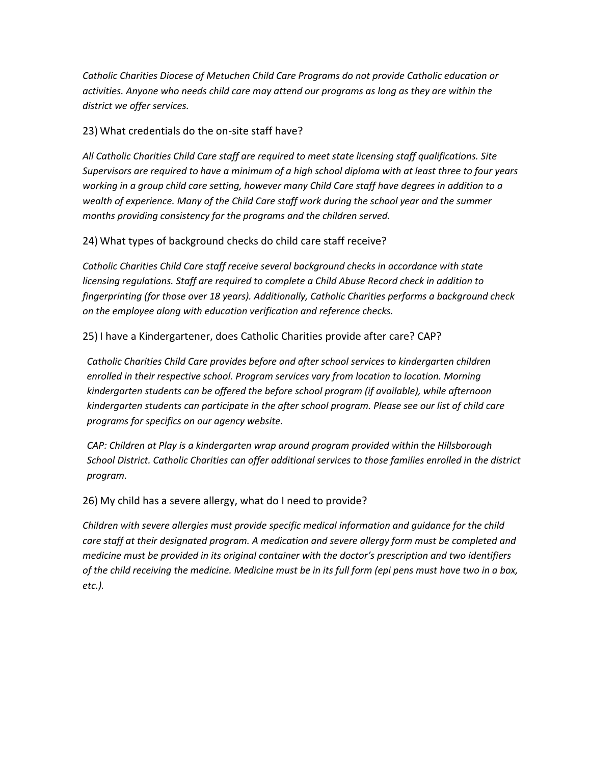*Catholic Charities Diocese of Metuchen Child Care Programs do not provide Catholic education or activities. Anyone who needs child care may attend our programs as long as they are within the district we offer services.*

23) What credentials do the on-site staff have?

*All Catholic Charities Child Care staff are required to meet state licensing staff qualifications. Site Supervisors are required to have a minimum of a high school diploma with at least three to four years working in a group child care setting, however many Child Care staff have degrees in addition to a wealth of experience. Many of the Child Care staff work during the school year and the summer months providing consistency for the programs and the children served.*

24) What types of background checks do child care staff receive?

*Catholic Charities Child Care staff receive several background checks in accordance with state licensing regulations. Staff are required to complete a Child Abuse Record check in addition to fingerprinting (for those over 18 years). Additionally, Catholic Charities performs a background check on the employee along with education verification and reference checks.*

25) I have a Kindergartener, does Catholic Charities provide after care? CAP?

*Catholic Charities Child Care provides before and after school services to kindergarten children enrolled in their respective school. Program services vary from location to location. Morning kindergarten students can be offered the before school program (if available), while afternoon kindergarten students can participate in the after school program. Please see our list of child care programs for specifics on our agency website.*

*CAP: Children at Play is a kindergarten wrap around program provided within the Hillsborough School District. Catholic Charities can offer additional services to those families enrolled in the district program.*

26) My child has a severe allergy, what do I need to provide?

*Children with severe allergies must provide specific medical information and guidance for the child care staff at their designated program. A medication and severe allergy form must be completed and medicine must be provided in its original container with the doctor's prescription and two identifiers of the child receiving the medicine. Medicine must be in its full form (epi pens must have two in a box, etc.).*